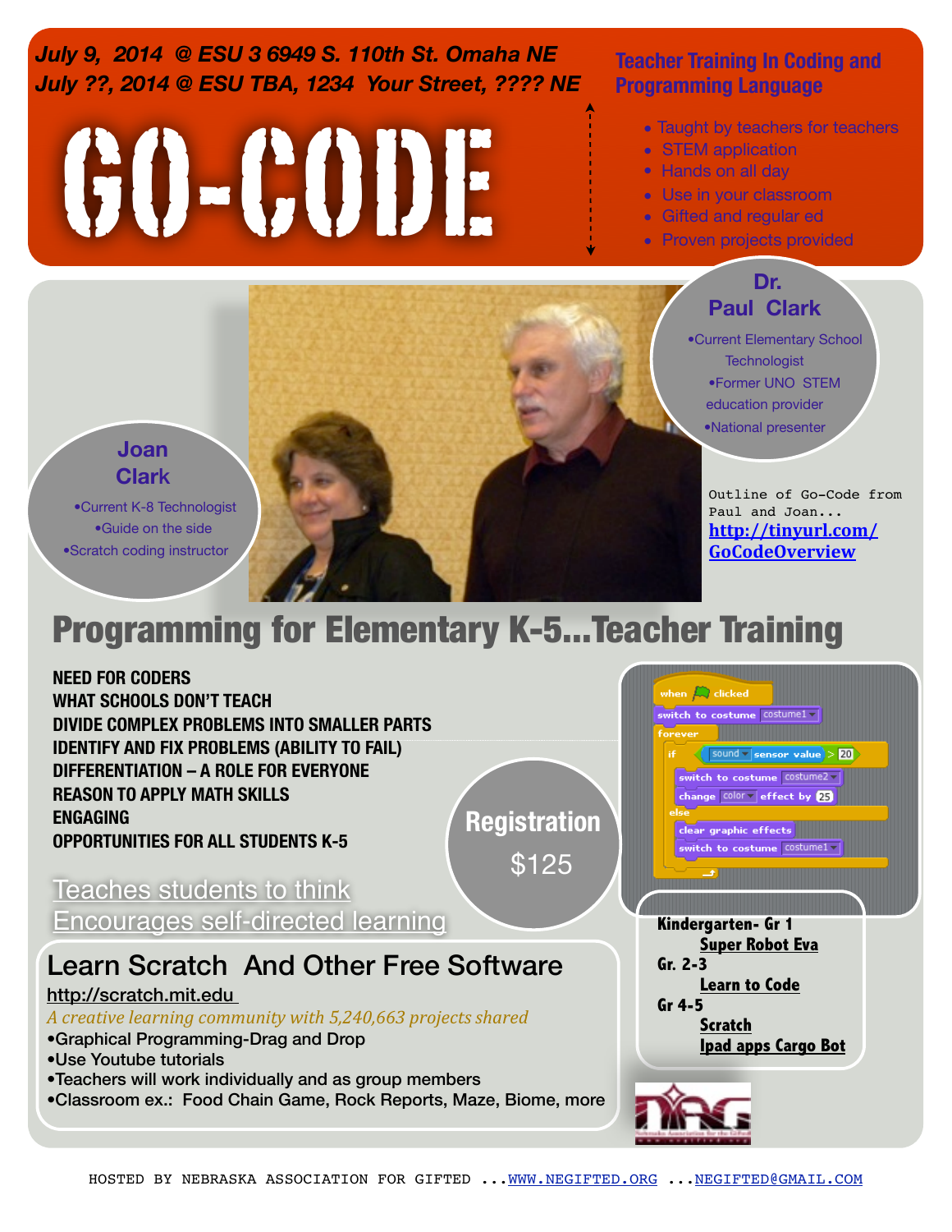**July 9, 2014 @ ESU 3 6949 S. 110th St. Omaha NE**
**July ??, 2014 @ ESU TBA, 1234 Your Street, ???? NE**

# GO-CODE

## Teacher Training In Coding and Programming Language

- Taught by teachers for teachers
- STEM application
- Hands on all day
- Use in your classroom
- Gifted and regular ed
- Proven projects provided

### Dr. Paul Clark

- Current Elementary School Technologist
- Former UNO STEM education provider
- National presenter

### Joan Clark

- Current K-8 Technologist
- Guide on the side
- Scratch coding instructor

Outline of Go-Code from Paul and Joan...
[http://tinyurl.com/GoCodeOverview](http://tinyurl.com/GoCodeOverview)

## Programming for Elementary K-5...Teacher Training

**NEED FOR CODERS**
**WHAT SCHOOLS DON'T TEACH**
**DIVIDE COMPLEX PROBLEMS INTO SMALLER PARTS**
**IDENTIFY AND FIX PROBLEMS (ABILITY TO FAIL)**
**DIFFERENTIATION – A ROLE FOR EVERYONE**
**REASON TO APPLY MATH SKILLS**
**ENGAGING**
**OPPORTUNITIES FOR ALL STUDENTS K-5**

**Registration**
**$125**

```
when [flag] clicked
switch to costume [costume1]
forever
  if <(sound sensor value) > 20>
    switch to costume [costume2]
    change [color] effect by 25
  else
    clear graphic effects
    switch to costume [costume1]
```

Teaches students to think
Encourages self-directed learning

### Learn Scratch And Other Free Software

[http://scratch.mit.edu](http://scratch.mit.edu)

*A creative learning community with 5,240,663 projects shared*

- Graphical Programming-Drag and Drop
- Use Youtube tutorials
- Teachers will work individually and as group members
- Classroom ex.: Food Chain Game, Rock Reports, Maze, Biome, more

**Kindergarten- Gr 1**
**Super Robot Eva**
**Gr. 2-3**
**Learn to Code**
**Gr 4-5**
**Scratch**
**Ipad apps Cargo Bot**

HOSTED BY NEBRASKA ASSOCIATION FOR GIFTED ...[WWW.NEGIFTED.ORG](http://www.negifted.org) ...[NEGIFTED@GMAIL.COM](mailto:negifted@gmail.com)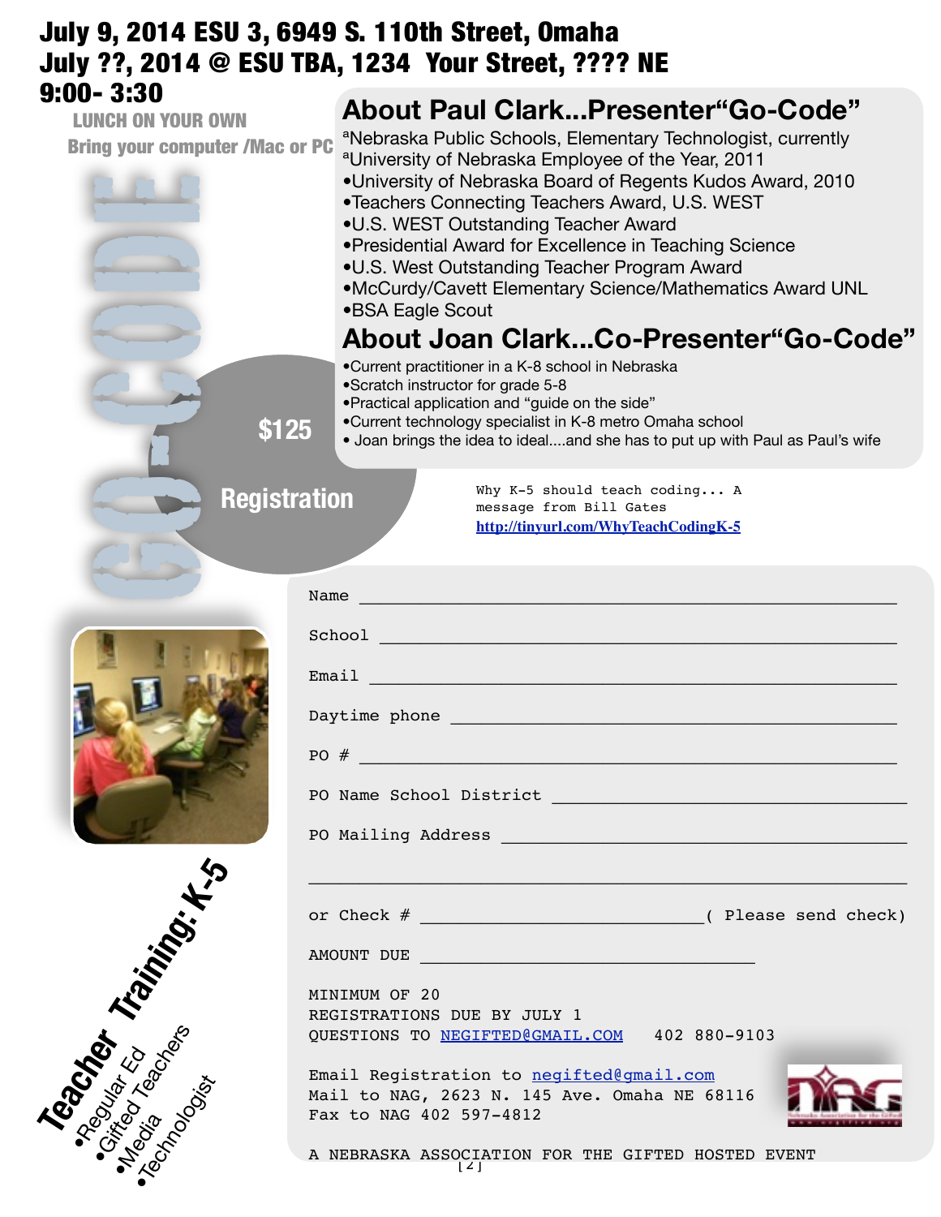**July 9, 2014 ESU 3, 6949 S. 110th Street, Omaha**
**July ??, 2014 @ ESU TBA, 1234 Your Street, ???? NE**
**9:00- 3:30**

LUNCH ON YOUR OWN

Bring your computer /Mac or PC

GO-CODE

$125

Registration

## About Paul Clark...Presenter"Go-Code"

- Nebraska Public Schools, Elementary Technologist, currently
- University of Nebraska Employee of the Year, 2011
- University of Nebraska Board of Regents Kudos Award, 2010
- Teachers Connecting Teachers Award, U.S. WEST
- U.S. WEST Outstanding Teacher Award
- Presidential Award for Excellence in Teaching Science
- U.S. West Outstanding Teacher Program Award
- McCurdy/Cavett Elementary Science/Mathematics Award UNL
- BSA Eagle Scout

## About Joan Clark...Co-Presenter"Go-Code"

- Current practitioner in a K-8 school in Nebraska
- Scratch instructor for grade 5-8
- Practical application and "guide on the side"
- Current technology specialist in K-8 metro Omaha school
- Joan brings the idea to ideal....and she has to put up with Paul as Paul's wife

Why K-5 should teach coding... A message from Bill Gates
http://tinyurl.com/WhyTeachCodingK-5

**Teacher Training: K-5**
- Regular Ed
- Gifted Teachers
- Media
- Technologist

Name ____________________

School ____________________

Email ____________________

Daytime phone ____________________

PO # ____________________

PO Name School District ____________________

PO Mailing Address ____________________

____________________

or Check # ____________________( Please send check)

AMOUNT DUE ____________________

MINIMUM OF 20
REGISTRATIONS DUE BY JULY 1
QUESTIONS TO NEGIFTED@GMAIL.COM 402 880-9103

Email Registration to negifted@gmail.com
Mail to NAG, 2623 N. 145 Ave. Omaha NE 68116
Fax to NAG 402 597-4812

A NEBRASKA ASSOCIATION FOR THE GIFTED HOSTED EVENT